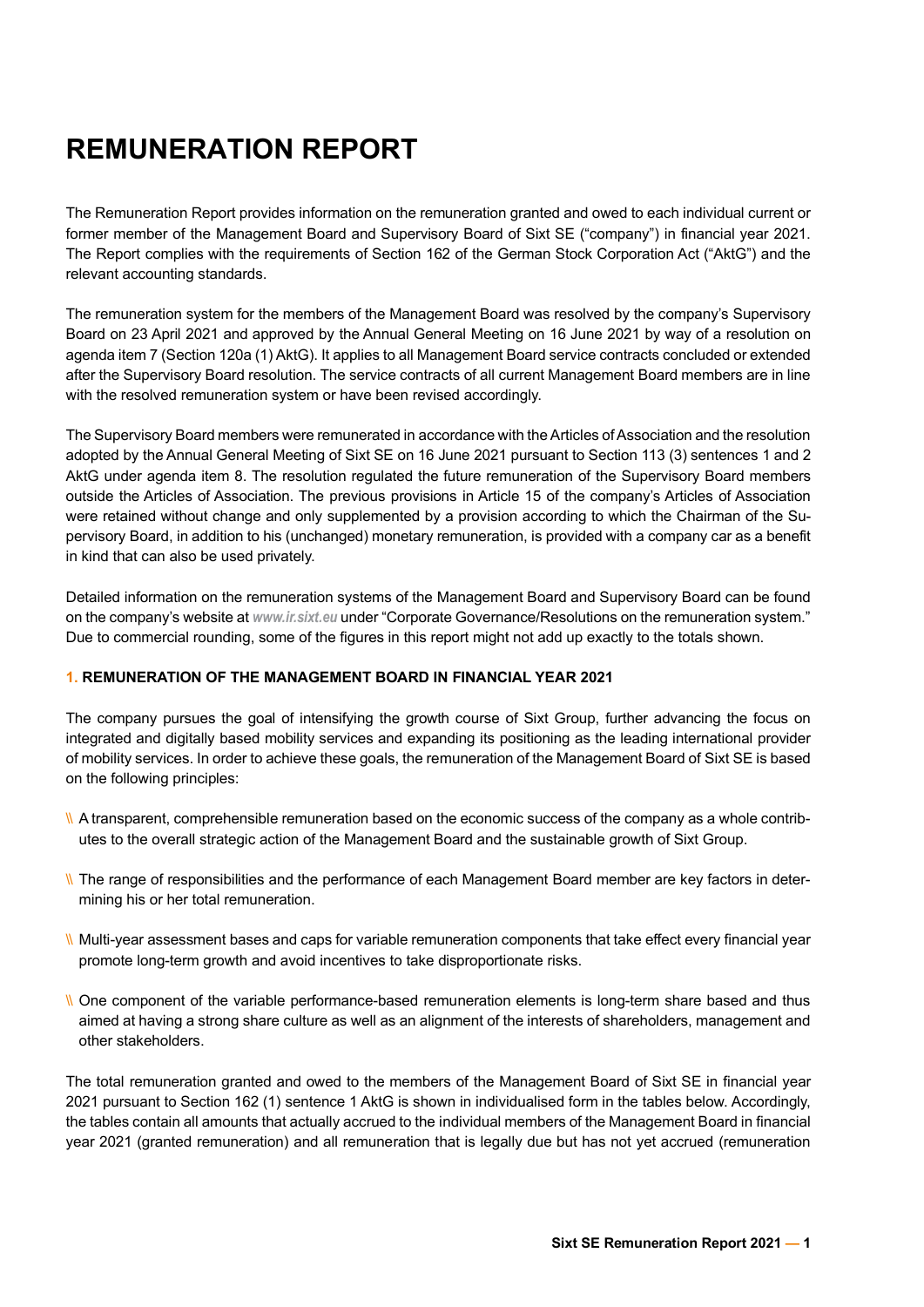# REMUNERATION REPORT

The Remuneration Report provides information on the remuneration granted and owed to each individual current or former member of the Management Board and Supervisory Board of Sixt SE ("company") in financial year 2021. The Report complies with the requirements of Section 162 of the German Stock Corporation Act ("AktG") and the relevant accounting standards.

The remuneration system for the members of the Management Board was resolved by the company's Supervisory Board on 23 April 2021 and approved by the Annual General Meeting on 16 June 2021 by way of a resolution on agenda item 7 (Section 120a (1) AktG). It applies to all Management Board service contracts concluded or extended after the Supervisory Board resolution. The service contracts of all current Management Board members are in line with the resolved remuneration system or have been revised accordingly.

The Supervisory Board members were remunerated in accordance with the Articles of Association and the resolution adopted by the Annual General Meeting of Sixt SE on 16 June 2021 pursuant to Section 113 (3) sentences 1 and 2 AktG under agenda item 8. The resolution regulated the future remuneration of the Supervisory Board members outside the Articles of Association. The previous provisions in Article 15 of the company's Articles of Association were retained without change and only supplemented by a provision according to which the Chairman of the Supervisory Board, in addition to his (unchanged) monetary remuneration, is provided with a company car as a benefit in kind that can also be used privately.

Detailed information on the remuneration systems of the Management Board and Supervisory Board can be found on the company's website at *www.ir.sixt.eu* under "Corporate Governance/Resolutions on the remuneration system." Due to commercial rounding, some of the figures in this report might not add up exactly to the totals shown.

### 1. REMUNERATION OF THE MANAGEMENT BOARD IN FINANCIAL YEAR 2021

The company pursues the goal of intensifying the growth course of Sixt Group, further advancing the focus on integrated and digitally based mobility services and expanding its positioning as the leading international provider of mobility services. In order to achieve these goals, the remuneration of the Management Board of Sixt SE is based on the following principles:

- A transparent, comprehensible remuneration based on the economic success of the company as a whole contributes to the overall strategic action of the Management Board and the sustainable growth of Sixt Group.
- The range of responsibilities and the performance of each Management Board member are key factors in determining his or her total remuneration.
- Multi-year assessment bases and caps for variable remuneration components that take effect every financial year promote long-term growth and avoid incentives to take disproportionate risks.
- One component of the variable performance-based remuneration elements is long-term share based and thus aimed at having a strong share culture as well as an alignment of the interests of shareholders, management and other stakeholders.

The total remuneration granted and owed to the members of the Management Board of Sixt SE in financial year 2021 pursuant to Section 162 (1) sentence 1 AktG is shown in individualised form in the tables below. Accordingly, the tables contain all amounts that actually accrued to the individual members of the Management Board in financial year 2021 (granted remuneration) and all remuneration that is legally due but has not yet accrued (remuneration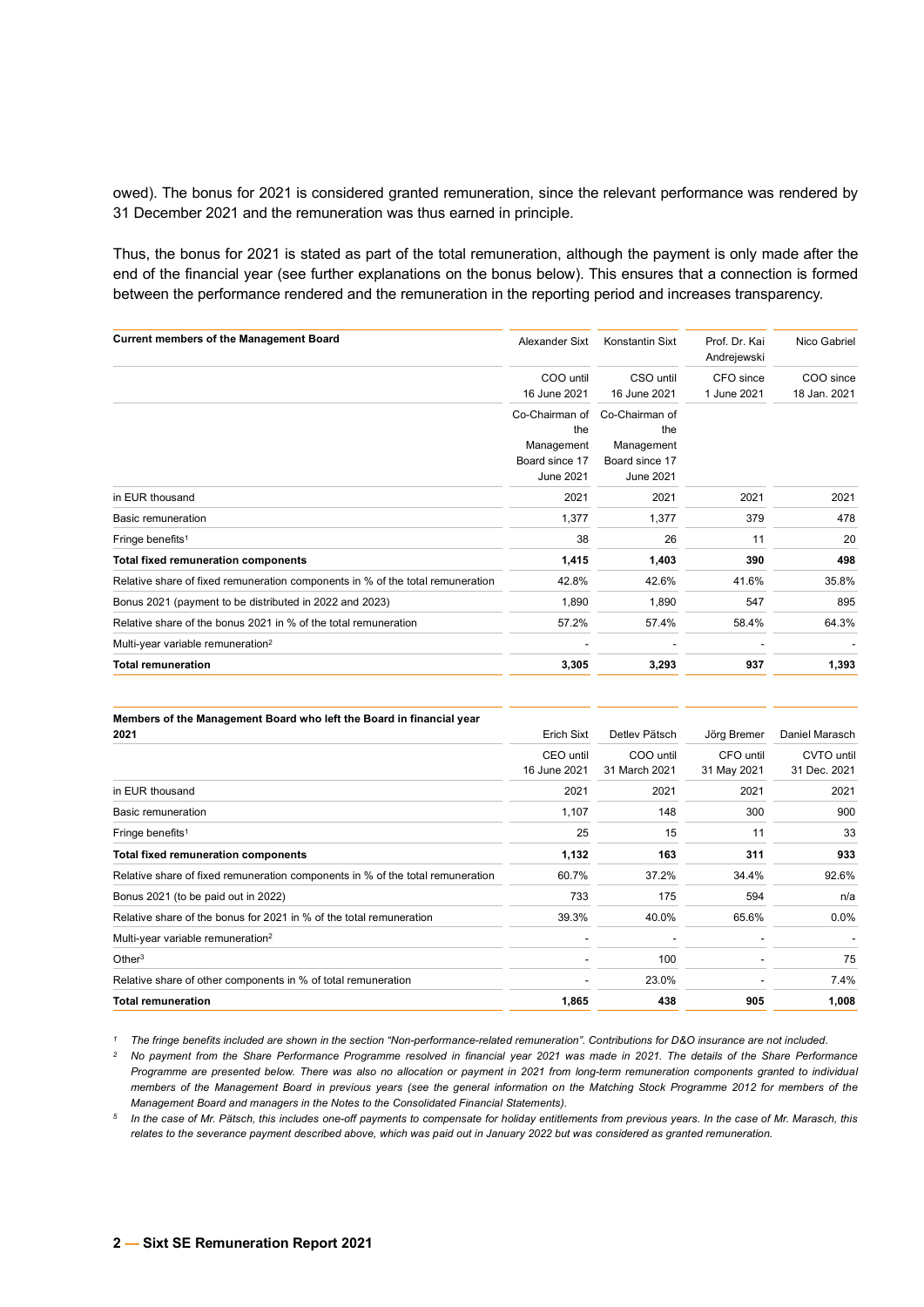owed). The bonus for 2021 is considered granted remuneration, since the relevant performance was rendered by 31 December 2021 and the remuneration was thus earned in principle.

Thus, the bonus for 2021 is stated as part of the total remuneration, although the payment is only made after the end of the financial year (see further explanations on the bonus below). This ensures that a connection is formed between the performance rendered and the remuneration in the reporting period and increases transparency.

| **Current members of the Management Board** | Alexander Sixt | Konstantin Sixt | Prof. Dr. Kai Andrejewski | Nico Gabriel |
|---|---|---|---|---|
| | COO until 16 June 2021 | CSO until 16 June 2021 | CFO since 1 June 2021 | COO since 18 Jan. 2021 |
| | Co-Chairman of the Management Board since 17 June 2021 | Co-Chairman of the Management Board since 17 June 2021 | | |
| in EUR thousand | 2021 | 2021 | 2021 | 2021 |
| Basic remuneration | 1,377 | 1,377 | 379 | 478 |
| Fringe benefits[1] | 38 | 26 | 11 | 20 |
| **Total fixed remuneration components** | **1,415** | **1,403** | **390** | **498** |
| Relative share of fixed remuneration components in % of the total remuneration | 42.8% | 42.6% | 41.6% | 35.8% |
| Bonus 2021 (payment to be distributed in 2022 and 2023) | 1,890 | 1,890 | 547 | 895 |
| Relative share of the bonus 2021 in % of the total remuneration | 57.2% | 57.4% | 58.4% | 64.3% |
| Multi-year variable remuneration[2] | - | - | - | - |
| **Total remuneration** | **3,305** | **3,293** | **937** | **1,393** |

| **Members of the Management Board who left the Board in financial year 2021** | Erich Sixt | Detlev Pätsch | Jörg Bremer | Daniel Marasch |
|---|---|---|---|---|
| | CEO until 16 June 2021 | COO until 31 March 2021 | CFO until 31 May 2021 | CVTO until 31 Dec. 2021 |
| in EUR thousand | 2021 | 2021 | 2021 | 2021 |
| Basic remuneration | 1,107 | 148 | 300 | 900 |
| Fringe benefits[1] | 25 | 15 | 11 | 33 |
| **Total fixed remuneration components** | **1,132** | **163** | **311** | **933** |
| Relative share of fixed remuneration components in % of the total remuneration | 60.7% | 37.2% | 34.4% | 92.6% |
| Bonus 2021 (to be paid out in 2022) | 733 | 175 | 594 | n/a |
| Relative share of the bonus for 2021 in % of the total remuneration | 39.3% | 40.0% | 65.6% | 0.0% |
| Multi-year variable remuneration[2] | - | - | - | - |
| Other[3] | - | 100 | - | 75 |
| Relative share of other components in % of total remuneration | - | 23.0% | - | 7.4% |
| **Total remuneration** | **1,865** | **438** | **905** | **1,008** |

*[1] The fringe benefits included are shown in the section "Non-performance-related remuneration". Contributions for D&O insurance are not included.*

*[2] No payment from the Share Performance Programme resolved in financial year 2021 was made in 2021. The details of the Share Performance Programme are presented below. There was also no allocation or payment in 2021 from long-term remuneration components granted to individual members of the Management Board in previous years (see the general information on the Matching Stock Programme 2012 for members of the Management Board and managers in the Notes to the Consolidated Financial Statements).*

*[5] In the case of Mr. Pätsch, this includes one-off payments to compensate for holiday entitlements from previous years. In the case of Mr. Marasch, this relates to the severance payment described above, which was paid out in January 2022 but was considered as granted remuneration.*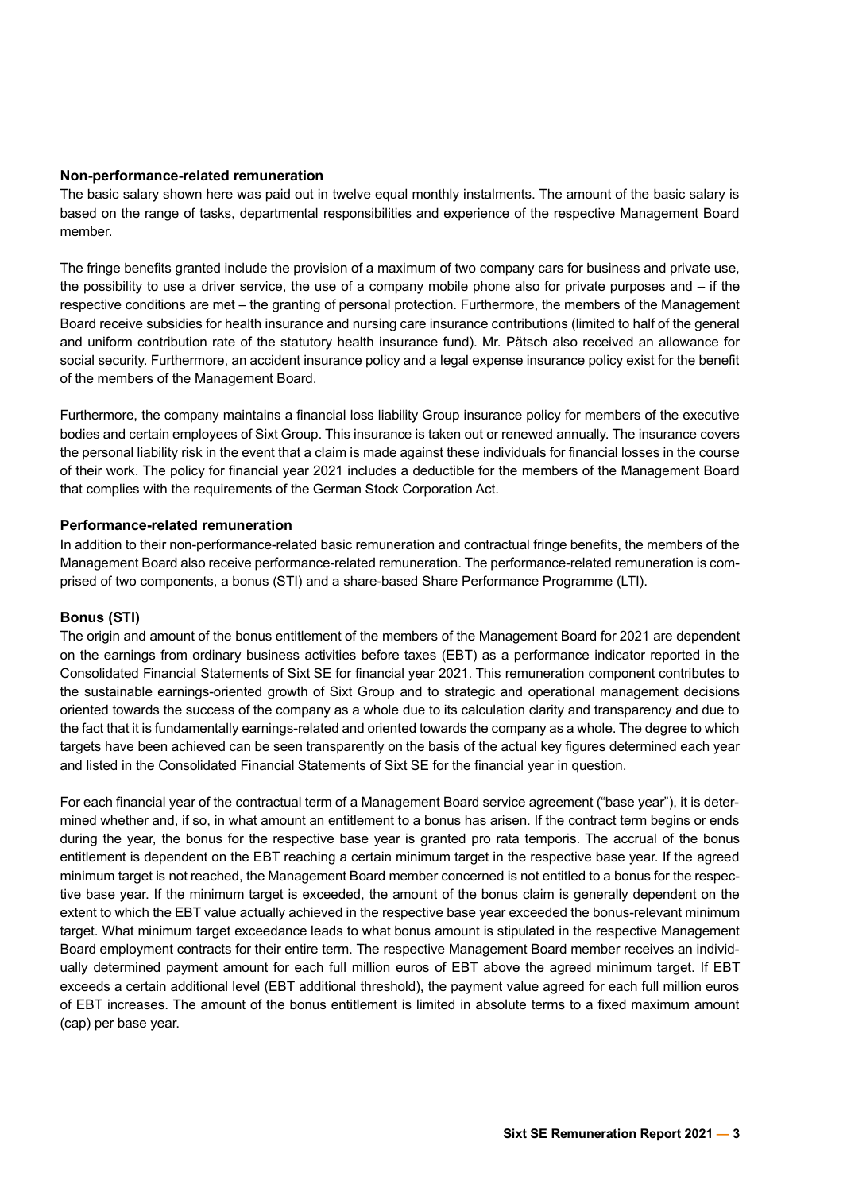**Non-performance-related remuneration**

The basic salary shown here was paid out in twelve equal monthly instalments. The amount of the basic salary is based on the range of tasks, departmental responsibilities and experience of the respective Management Board member.

The fringe benefits granted include the provision of a maximum of two company cars for business and private use, the possibility to use a driver service, the use of a company mobile phone also for private purposes and – if the respective conditions are met – the granting of personal protection. Furthermore, the members of the Management Board receive subsidies for health insurance and nursing care insurance contributions (limited to half of the general and uniform contribution rate of the statutory health insurance fund). Mr. Pätsch also received an allowance for social security. Furthermore, an accident insurance policy and a legal expense insurance policy exist for the benefit of the members of the Management Board.

Furthermore, the company maintains a financial loss liability Group insurance policy for members of the executive bodies and certain employees of Sixt Group. This insurance is taken out or renewed annually. The insurance covers the personal liability risk in the event that a claim is made against these individuals for financial losses in the course of their work. The policy for financial year 2021 includes a deductible for the members of the Management Board that complies with the requirements of the German Stock Corporation Act.

**Performance-related remuneration**

In addition to their non-performance-related basic remuneration and contractual fringe benefits, the members of the Management Board also receive performance-related remuneration. The performance-related remuneration is comprised of two components, a bonus (STI) and a share-based Share Performance Programme (LTI).

**Bonus (STI)**

The origin and amount of the bonus entitlement of the members of the Management Board for 2021 are dependent on the earnings from ordinary business activities before taxes (EBT) as a performance indicator reported in the Consolidated Financial Statements of Sixt SE for financial year 2021. This remuneration component contributes to the sustainable earnings-oriented growth of Sixt Group and to strategic and operational management decisions oriented towards the success of the company as a whole due to its calculation clarity and transparency and due to the fact that it is fundamentally earnings-related and oriented towards the company as a whole. The degree to which targets have been achieved can be seen transparently on the basis of the actual key figures determined each year and listed in the Consolidated Financial Statements of Sixt SE for the financial year in question.

For each financial year of the contractual term of a Management Board service agreement ("base year"), it is determined whether and, if so, in what amount an entitlement to a bonus has arisen. If the contract term begins or ends during the year, the bonus for the respective base year is granted pro rata temporis. The accrual of the bonus entitlement is dependent on the EBT reaching a certain minimum target in the respective base year. If the agreed minimum target is not reached, the Management Board member concerned is not entitled to a bonus for the respective base year. If the minimum target is exceeded, the amount of the bonus claim is generally dependent on the extent to which the EBT value actually achieved in the respective base year exceeded the bonus-relevant minimum target. What minimum target exceedance leads to what bonus amount is stipulated in the respective Management Board employment contracts for their entire term. The respective Management Board member receives an individually determined payment amount for each full million euros of EBT above the agreed minimum target. If EBT exceeds a certain additional level (EBT additional threshold), the payment value agreed for each full million euros of EBT increases. The amount of the bonus entitlement is limited in absolute terms to a fixed maximum amount (cap) per base year.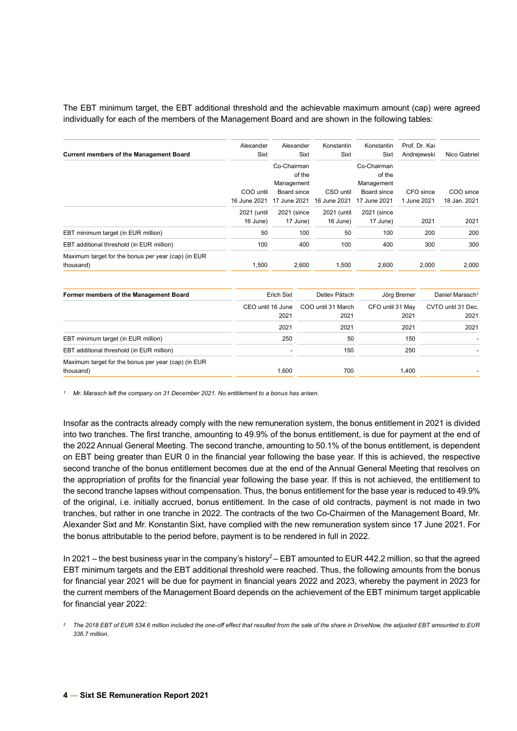The EBT minimum target, the EBT additional threshold and the achievable maximum amount (cap) were agreed individually for each of the members of the Management Board and are shown in the following tables:

| Current members of the Management Board | Alexander Sixt | Alexander Sixt | Konstantin Sixt | Konstantin Sixt | Prof. Dr. Kai Andrejewski | Nico Gabriel |
|---|---|---|---|---|---|---|
| | COO until 16 June 2021 | Co-Chairman of the Management Board since 17 June 2021 | CSO until 16 June 2021 | Co-Chairman of the Management Board since 17 June 2021 | CFO since 1 June 2021 | COO since 18 Jan. 2021 |
| | 2021 (until 16 June) | 2021 (since 17 June) | 2021 (until 16 June) | 2021 (since 17 June) | 2021 | 2021 |
| EBT minimum target (in EUR million) | 50 | 100 | 50 | 100 | 200 | 200 |
| EBT additional threshold (in EUR million) | 100 | 400 | 100 | 400 | 300 | 300 |
| Maximum target for the bonus per year (cap) (in EUR thousand) | 1,500 | 2,600 | 1,500 | 2,600 | 2,000 | 2,000 |

| Former members of the Management Board | Erich Sixt | Detlev Pätsch | Jörg Bremer | Daniel Marasch[1] |
|---|---|---|---|---|
| | CEO until 16 June 2021 | COO until 31 March 2021 | CFO until 31 May 2021 | CVTO until 31 Dec. 2021 |
| | 2021 | 2021 | 2021 | 2021 |
| EBT minimum target (in EUR million) | 250 | 50 | 150 | - |
| EBT additional threshold (in EUR million) | - | 150 | 250 | - |
| Maximum target for the bonus per year (cap) (in EUR thousand) | 1,600 | 700 | 1,400 | - |

[1] *Mr. Marasch left the company on 31 December 2021. No entitlement to a bonus has arisen.*

Insofar as the contracts already comply with the new remuneration system, the bonus entitlement in 2021 is divided into two tranches. The first tranche, amounting to 49.9% of the bonus entitlement, is due for payment at the end of the 2022 Annual General Meeting. The second tranche, amounting to 50.1% of the bonus entitlement, is dependent on EBT being greater than EUR 0 in the financial year following the base year. If this is achieved, the respective second tranche of the bonus entitlement becomes due at the end of the Annual General Meeting that resolves on the appropriation of profits for the financial year following the base year. If this is not achieved, the entitlement to the second tranche lapses without compensation. Thus, the bonus entitlement for the base year is reduced to 49.9% of the original, i.e. initially accrued, bonus entitlement. In the case of old contracts, payment is not made in two tranches, but rather in one tranche in 2022. The contracts of the two Co-Chairmen of the Management Board, Mr. Alexander Sixt and Mr. Konstantin Sixt, have complied with the new remuneration system since 17 June 2021. For the bonus attributable to the period before, payment is to be rendered in full in 2022.

In 2021 – the best business year in the company's history[2] – EBT amounted to EUR 442.2 million, so that the agreed EBT minimum targets and the EBT additional threshold were reached. Thus, the following amounts from the bonus for financial year 2021 will be due for payment in financial years 2022 and 2023, whereby the payment in 2023 for the current members of the Management Board depends on the achievement of the EBT minimum target applicable for financial year 2022:

[2] *The 2018 EBT of EUR 534.6 million included the one-off effect that resulted from the sale of the share in DriveNow, the adjusted EBT amounted to EUR 336.7 million.*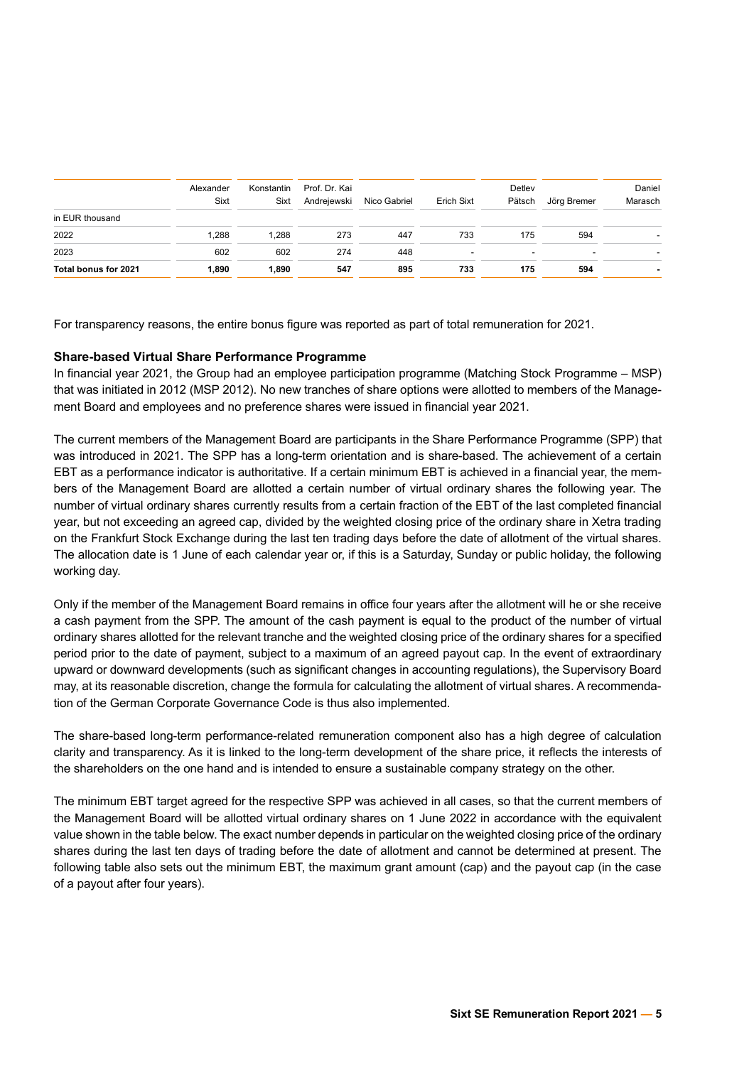| | Alexander Sixt | Konstantin Sixt | Prof. Dr. Kai Andrejewski | Nico Gabriel | Erich Sixt | Detlev Pätsch | Jörg Bremer | Daniel Marasch |
|---|---|---|---|---|---|---|---|---|
| in EUR thousand | | | | | | | | |
| 2022 | 1,288 | 1,288 | 273 | 447 | 733 | 175 | 594 | - |
| 2023 | 602 | 602 | 274 | 448 | - | - | - | - |
| **Total bonus for 2021** | **1,890** | **1,890** | **547** | **895** | **733** | **175** | **594** | **-** |

For transparency reasons, the entire bonus figure was reported as part of total remuneration for 2021.

### Share-based Virtual Share Performance Programme

In financial year 2021, the Group had an employee participation programme (Matching Stock Programme – MSP) that was initiated in 2012 (MSP 2012). No new tranches of share options were allotted to members of the Management Board and employees and no preference shares were issued in financial year 2021.

The current members of the Management Board are participants in the Share Performance Programme (SPP) that was introduced in 2021. The SPP has a long-term orientation and is share-based. The achievement of a certain EBT as a performance indicator is authoritative. If a certain minimum EBT is achieved in a financial year, the members of the Management Board are allotted a certain number of virtual ordinary shares the following year. The number of virtual ordinary shares currently results from a certain fraction of the EBT of the last completed financial year, but not exceeding an agreed cap, divided by the weighted closing price of the ordinary share in Xetra trading on the Frankfurt Stock Exchange during the last ten trading days before the date of allotment of the virtual shares. The allocation date is 1 June of each calendar year or, if this is a Saturday, Sunday or public holiday, the following working day.

Only if the member of the Management Board remains in office four years after the allotment will he or she receive a cash payment from the SPP. The amount of the cash payment is equal to the product of the number of virtual ordinary shares allotted for the relevant tranche and the weighted closing price of the ordinary shares for a specified period prior to the date of payment, subject to a maximum of an agreed payout cap. In the event of extraordinary upward or downward developments (such as significant changes in accounting regulations), the Supervisory Board may, at its reasonable discretion, change the formula for calculating the allotment of virtual shares. A recommendation of the German Corporate Governance Code is thus also implemented.

The share-based long-term performance-related remuneration component also has a high degree of calculation clarity and transparency. As it is linked to the long-term development of the share price, it reflects the interests of the shareholders on the one hand and is intended to ensure a sustainable company strategy on the other.

The minimum EBT target agreed for the respective SPP was achieved in all cases, so that the current members of the Management Board will be allotted virtual ordinary shares on 1 June 2022 in accordance with the equivalent value shown in the table below. The exact number depends in particular on the weighted closing price of the ordinary shares during the last ten days of trading before the date of allotment and cannot be determined at present. The following table also sets out the minimum EBT, the maximum grant amount (cap) and the payout cap (in the case of a payout after four years).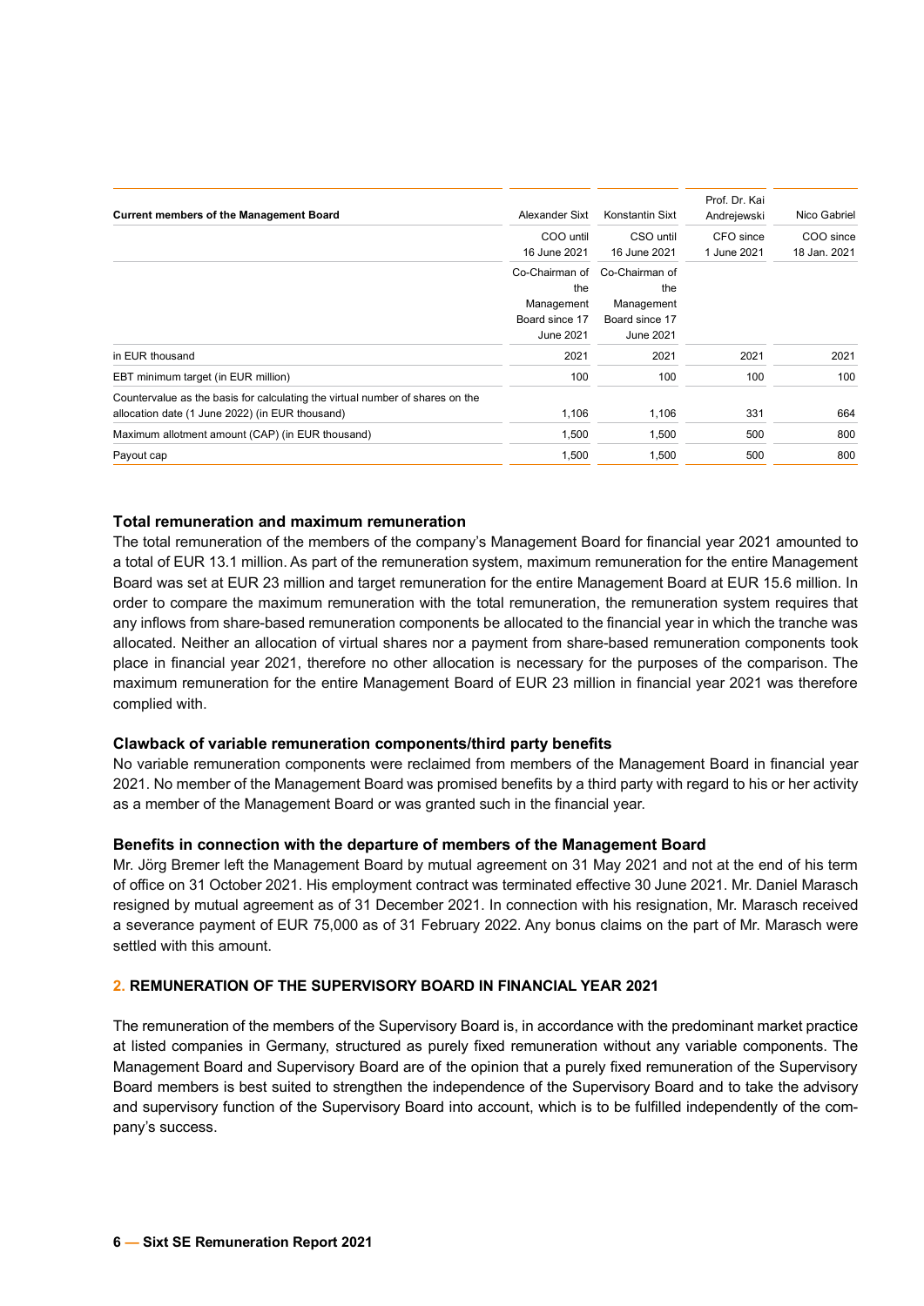| Current members of the Management Board | Alexander Sixt | Konstantin Sixt | Prof. Dr. Kai Andrejewski | Nico Gabriel |
|---|---|---|---|---|
| | COO until 16 June 2021 | CSO until 16 June 2021 | CFO since 1 June 2021 | COO since 18 Jan. 2021 |
| | Co-Chairman of the Management Board since 17 June 2021 | Co-Chairman of the Management Board since 17 June 2021 | | |
| in EUR thousand | 2021 | 2021 | 2021 | 2021 |
| EBT minimum target (in EUR million) | 100 | 100 | 100 | 100 |
| Countervalue as the basis for calculating the virtual number of shares on the allocation date (1 June 2022) (in EUR thousand) | 1,106 | 1,106 | 331 | 664 |
| Maximum allotment amount (CAP) (in EUR thousand) | 1,500 | 1,500 | 500 | 800 |
| Payout cap | 1,500 | 1,500 | 500 | 800 |

### Total remuneration and maximum remuneration

The total remuneration of the members of the company's Management Board for financial year 2021 amounted to a total of EUR 13.1 million. As part of the remuneration system, maximum remuneration for the entire Management Board was set at EUR 23 million and target remuneration for the entire Management Board at EUR 15.6 million. In order to compare the maximum remuneration with the total remuneration, the remuneration system requires that any inflows from share-based remuneration components be allocated to the financial year in which the tranche was allocated. Neither an allocation of virtual shares nor a payment from share-based remuneration components took place in financial year 2021, therefore no other allocation is necessary for the purposes of the comparison. The maximum remuneration for the entire Management Board of EUR 23 million in financial year 2021 was therefore complied with.

### Clawback of variable remuneration components/third party benefits

No variable remuneration components were reclaimed from members of the Management Board in financial year 2021. No member of the Management Board was promised benefits by a third party with regard to his or her activity as a member of the Management Board or was granted such in the financial year.

### Benefits in connection with the departure of members of the Management Board

Mr. Jörg Bremer left the Management Board by mutual agreement on 31 May 2021 and not at the end of his term of office on 31 October 2021. His employment contract was terminated effective 30 June 2021. Mr. Daniel Marasch resigned by mutual agreement as of 31 December 2021. In connection with his resignation, Mr. Marasch received a severance payment of EUR 75,000 as of 31 February 2022. Any bonus claims on the part of Mr. Marasch were settled with this amount.

## 2. REMUNERATION OF THE SUPERVISORY BOARD IN FINANCIAL YEAR 2021

The remuneration of the members of the Supervisory Board is, in accordance with the predominant market practice at listed companies in Germany, structured as purely fixed remuneration without any variable components. The Management Board and Supervisory Board are of the opinion that a purely fixed remuneration of the Supervisory Board members is best suited to strengthen the independence of the Supervisory Board and to take the advisory and supervisory function of the Supervisory Board into account, which is to be fulfilled independently of the company's success.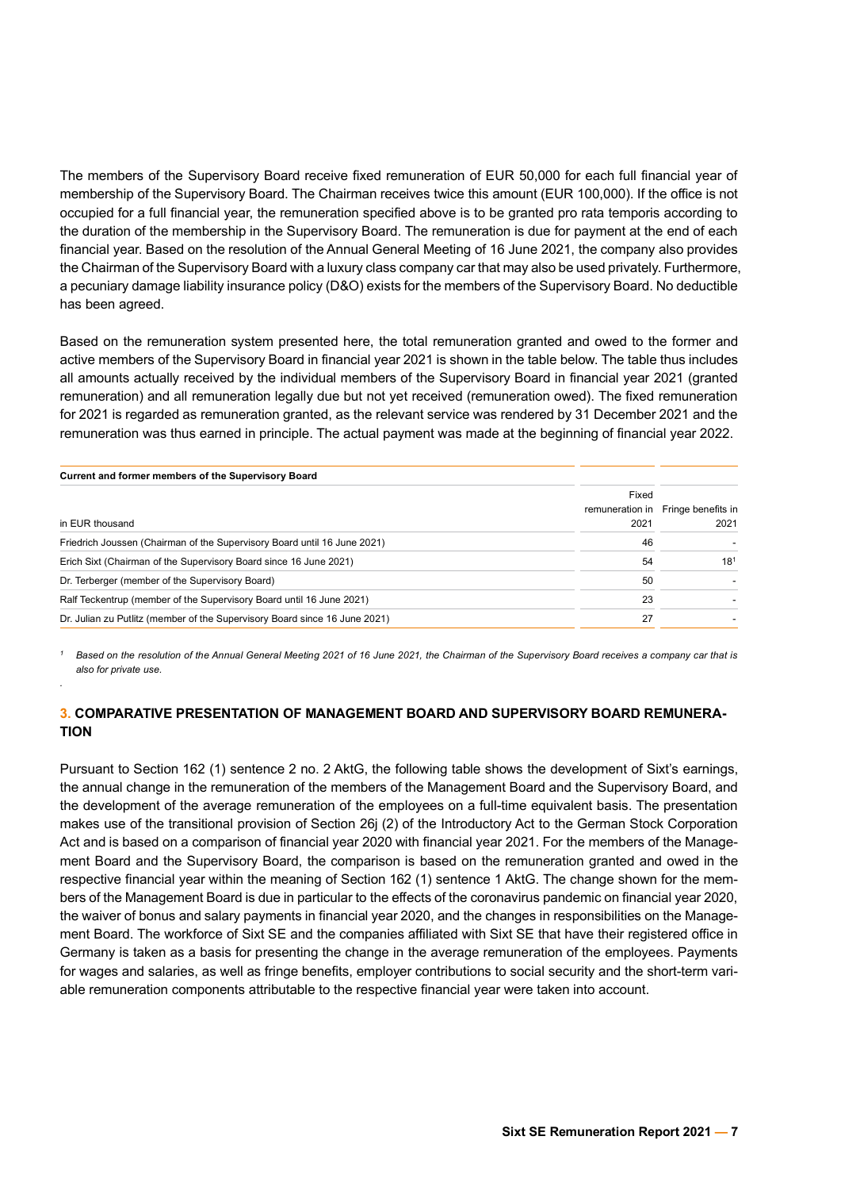The members of the Supervisory Board receive fixed remuneration of EUR 50,000 for each full financial year of membership of the Supervisory Board. The Chairman receives twice this amount (EUR 100,000). If the office is not occupied for a full financial year, the remuneration specified above is to be granted pro rata temporis according to the duration of the membership in the Supervisory Board. The remuneration is due for payment at the end of each financial year. Based on the resolution of the Annual General Meeting of 16 June 2021, the company also provides the Chairman of the Supervisory Board with a luxury class company car that may also be used privately. Furthermore, a pecuniary damage liability insurance policy (D&O) exists for the members of the Supervisory Board. No deductible has been agreed.

Based on the remuneration system presented here, the total remuneration granted and owed to the former and active members of the Supervisory Board in financial year 2021 is shown in the table below. The table thus includes all amounts actually received by the individual members of the Supervisory Board in financial year 2021 (granted remuneration) and all remuneration legally due but not yet received (remuneration owed). The fixed remuneration for 2021 is regarded as remuneration granted, as the relevant service was rendered by 31 December 2021 and the remuneration was thus earned in principle. The actual payment was made at the beginning of financial year 2022.

| **Current and former members of the Supervisory Board** | | |
|---|---|---|
| in EUR thousand | Fixed remuneration in 2021 | Fringe benefits in 2021 |
| Friedrich Joussen (Chairman of the Supervisory Board until 16 June 2021) | 46 | - |
| Erich Sixt (Chairman of the Supervisory Board since 16 June 2021) | 54 | 18[1] |
| Dr. Terberger (member of the Supervisory Board) | 50 | - |
| Ralf Teckentrup (member of the Supervisory Board until 16 June 2021) | 23 | - |
| Dr. Julian zu Putlitz (member of the Supervisory Board since 16 June 2021) | 27 | - |

*[1] Based on the resolution of the Annual General Meeting 2021 of 16 June 2021, the Chairman of the Supervisory Board receives a company car that is also for private use.*

## 3. COMPARATIVE PRESENTATION OF MANAGEMENT BOARD AND SUPERVISORY BOARD REMUNERATION

Pursuant to Section 162 (1) sentence 2 no. 2 AktG, the following table shows the development of Sixt's earnings, the annual change in the remuneration of the members of the Management Board and the Supervisory Board, and the development of the average remuneration of the employees on a full-time equivalent basis. The presentation makes use of the transitional provision of Section 26j (2) of the Introductory Act to the German Stock Corporation Act and is based on a comparison of financial year 2020 with financial year 2021. For the members of the Management Board and the Supervisory Board, the comparison is based on the remuneration granted and owed in the respective financial year within the meaning of Section 162 (1) sentence 1 AktG. The change shown for the members of the Management Board is due in particular to the effects of the coronavirus pandemic on financial year 2020, the waiver of bonus and salary payments in financial year 2020, and the changes in responsibilities on the Management Board. The workforce of Sixt SE and the companies affiliated with Sixt SE that have their registered office in Germany is taken as a basis for presenting the change in the average remuneration of the employees. Payments for wages and salaries, as well as fringe benefits, employer contributions to social security and the short-term variable remuneration components attributable to the respective financial year were taken into account.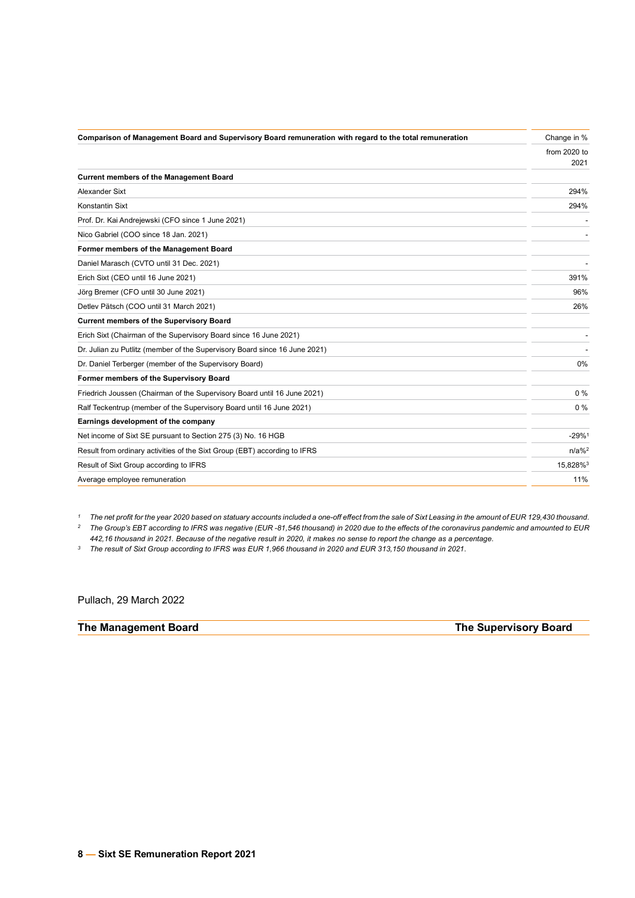| Comparison of Management Board and Supervisory Board remuneration with regard to the total remuneration | Change in % |
|---|---|
| | from 2020 to 2021 |
| **Current members of the Management Board** | |
| Alexander Sixt | 294% |
| Konstantin Sixt | 294% |
| Prof. Dr. Kai Andrejewski (CFO since 1 June 2021) | - |
| Nico Gabriel (COO since 18 Jan. 2021) | - |
| **Former members of the Management Board** | |
| Daniel Marasch (CVTO until 31 Dec. 2021) | - |
| Erich Sixt (CEO until 16 June 2021) | 391% |
| Jörg Bremer (CFO until 30 June 2021) | 96% |
| Detlev Pätsch (COO until 31 March 2021) | 26% |
| **Current members of the Supervisory Board** | |
| Erich Sixt (Chairman of the Supervisory Board since 16 June 2021) | - |
| Dr. Julian zu Putlitz (member of the Supervisory Board since 16 June 2021) | - |
| Dr. Daniel Terberger (member of the Supervisory Board) | 0% |
| **Former members of the Supervisory Board** | |
| Friedrich Joussen (Chairman of the Supervisory Board until 16 June 2021) | 0 % |
| Ralf Teckentrup (member of the Supervisory Board until 16 June 2021) | 0 % |
| **Earnings development of the company** | |
| Net income of Sixt SE pursuant to Section 275 (3) No. 16 HGB | -29%[1] |
| Result from ordinary activities of the Sixt Group (EBT) according to IFRS | n/a%[2] |
| Result of Sixt Group according to IFRS | 15,828%[3] |
| Average employee remuneration | 11% |

[1] *The net profit for the year 2020 based on statuary accounts included a one-off effect from the sale of Sixt Leasing in the amount of EUR 129,430 thousand.*

[2] *The Group's EBT according to IFRS was negative (EUR -81,546 thousand) in 2020 due to the effects of the coronavirus pandemic and amounted to EUR 442,16 thousand in 2021. Because of the negative result in 2020, it makes no sense to report the change as a percentage.*

[3] *The result of Sixt Group according to IFRS was EUR 1,966 thousand in 2020 and EUR 313,150 thousand in 2021.*

Pullach, 29 March 2022

**The Management Board** **The Supervisory Board**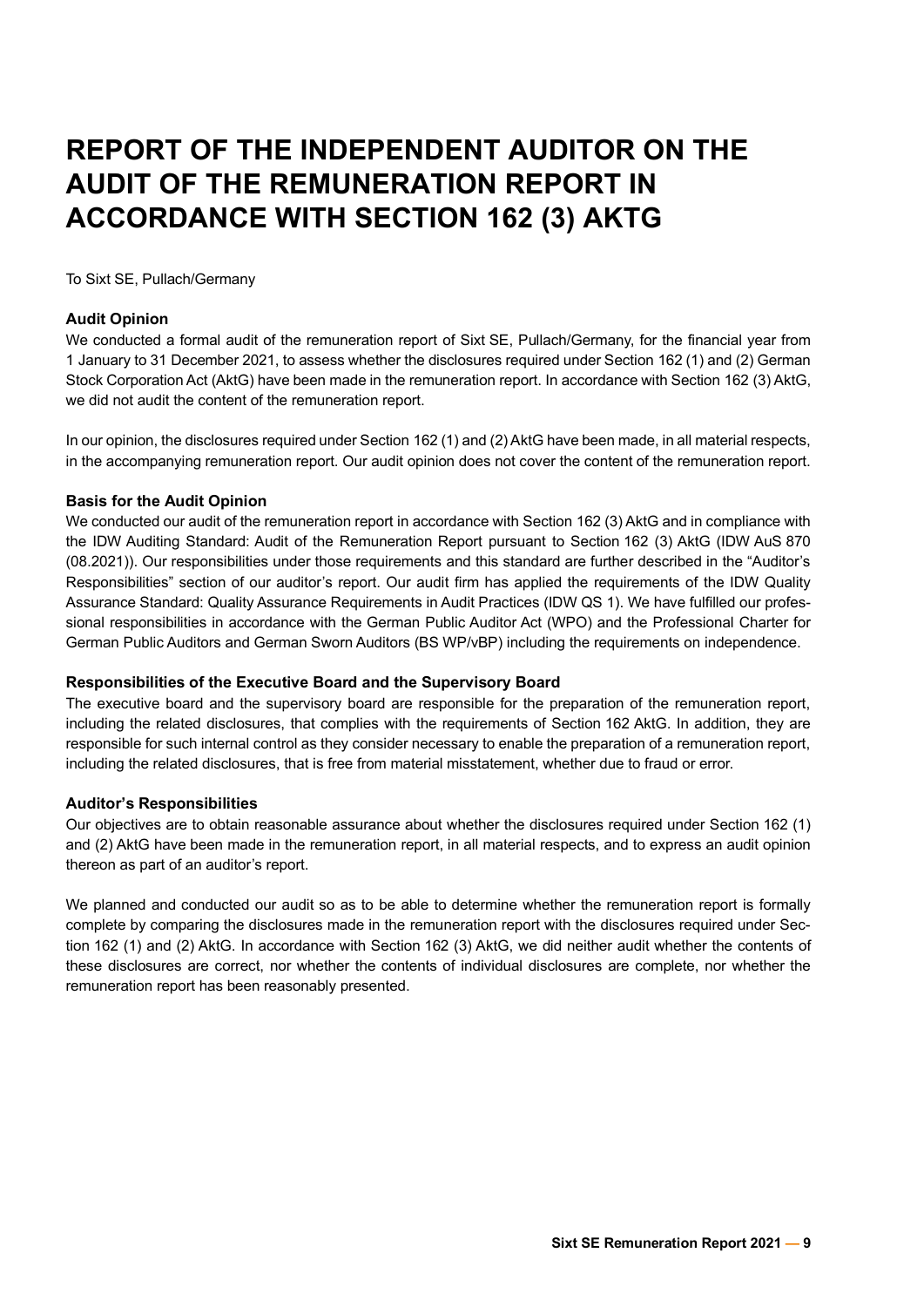# REPORT OF THE INDEPENDENT AUDITOR ON THE AUDIT OF THE REMUNERATION REPORT IN ACCORDANCE WITH SECTION 162 (3) AKTG

To Sixt SE, Pullach/Germany

### Audit Opinion

We conducted a formal audit of the remuneration report of Sixt SE, Pullach/Germany, for the financial year from 1 January to 31 December 2021, to assess whether the disclosures required under Section 162 (1) and (2) German Stock Corporation Act (AktG) have been made in the remuneration report. In accordance with Section 162 (3) AktG, we did not audit the content of the remuneration report.

In our opinion, the disclosures required under Section 162 (1) and (2) AktG have been made, in all material respects, in the accompanying remuneration report. Our audit opinion does not cover the content of the remuneration report.

### Basis for the Audit Opinion

We conducted our audit of the remuneration report in accordance with Section 162 (3) AktG and in compliance with the IDW Auditing Standard: Audit of the Remuneration Report pursuant to Section 162 (3) AktG (IDW AuS 870 (08.2021)). Our responsibilities under those requirements and this standard are further described in the "Auditor's Responsibilities" section of our auditor's report. Our audit firm has applied the requirements of the IDW Quality Assurance Standard: Quality Assurance Requirements in Audit Practices (IDW QS 1). We have fulfilled our professional responsibilities in accordance with the German Public Auditor Act (WPO) and the Professional Charter for German Public Auditors and German Sworn Auditors (BS WP/vBP) including the requirements on independence.

### Responsibilities of the Executive Board and the Supervisory Board

The executive board and the supervisory board are responsible for the preparation of the remuneration report, including the related disclosures, that complies with the requirements of Section 162 AktG. In addition, they are responsible for such internal control as they consider necessary to enable the preparation of a remuneration report, including the related disclosures, that is free from material misstatement, whether due to fraud or error.

### Auditor's Responsibilities

Our objectives are to obtain reasonable assurance about whether the disclosures required under Section 162 (1) and (2) AktG have been made in the remuneration report, in all material respects, and to express an audit opinion thereon as part of an auditor's report.

We planned and conducted our audit so as to be able to determine whether the remuneration report is formally complete by comparing the disclosures made in the remuneration report with the disclosures required under Section 162 (1) and (2) AktG. In accordance with Section 162 (3) AktG, we did neither audit whether the contents of these disclosures are correct, nor whether the contents of individual disclosures are complete, nor whether the remuneration report has been reasonably presented.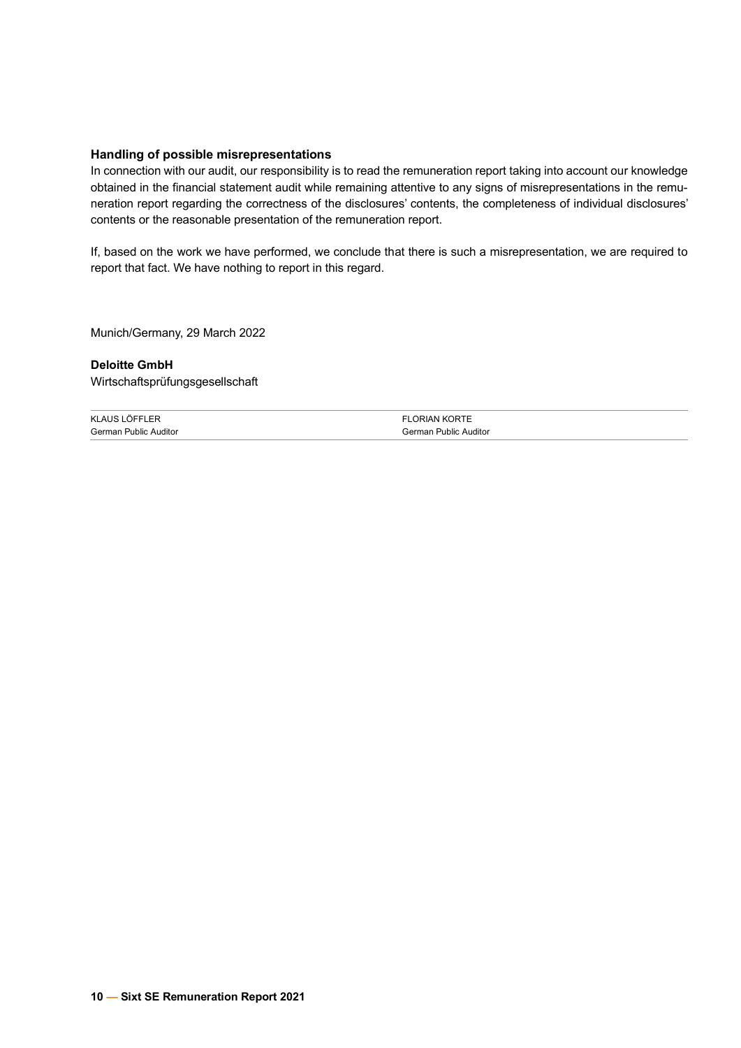### Handling of possible misrepresentations

In connection with our audit, our responsibility is to read the remuneration report taking into account our knowledge obtained in the financial statement audit while remaining attentive to any signs of misrepresentations in the remuneration report regarding the correctness of the disclosures' contents, the completeness of individual disclosures' contents or the reasonable presentation of the remuneration report.

If, based on the work we have performed, we conclude that there is such a misrepresentation, we are required to report that fact. We have nothing to report in this regard.

Munich/Germany, 29 March 2022

**Deloitte GmbH**
Wirtschaftsprüfungsgesellschaft

| | |
|---|---|
| KLAUS LÖFFLER<br>German Public Auditor | FLORIAN KORTE<br>German Public Auditor |